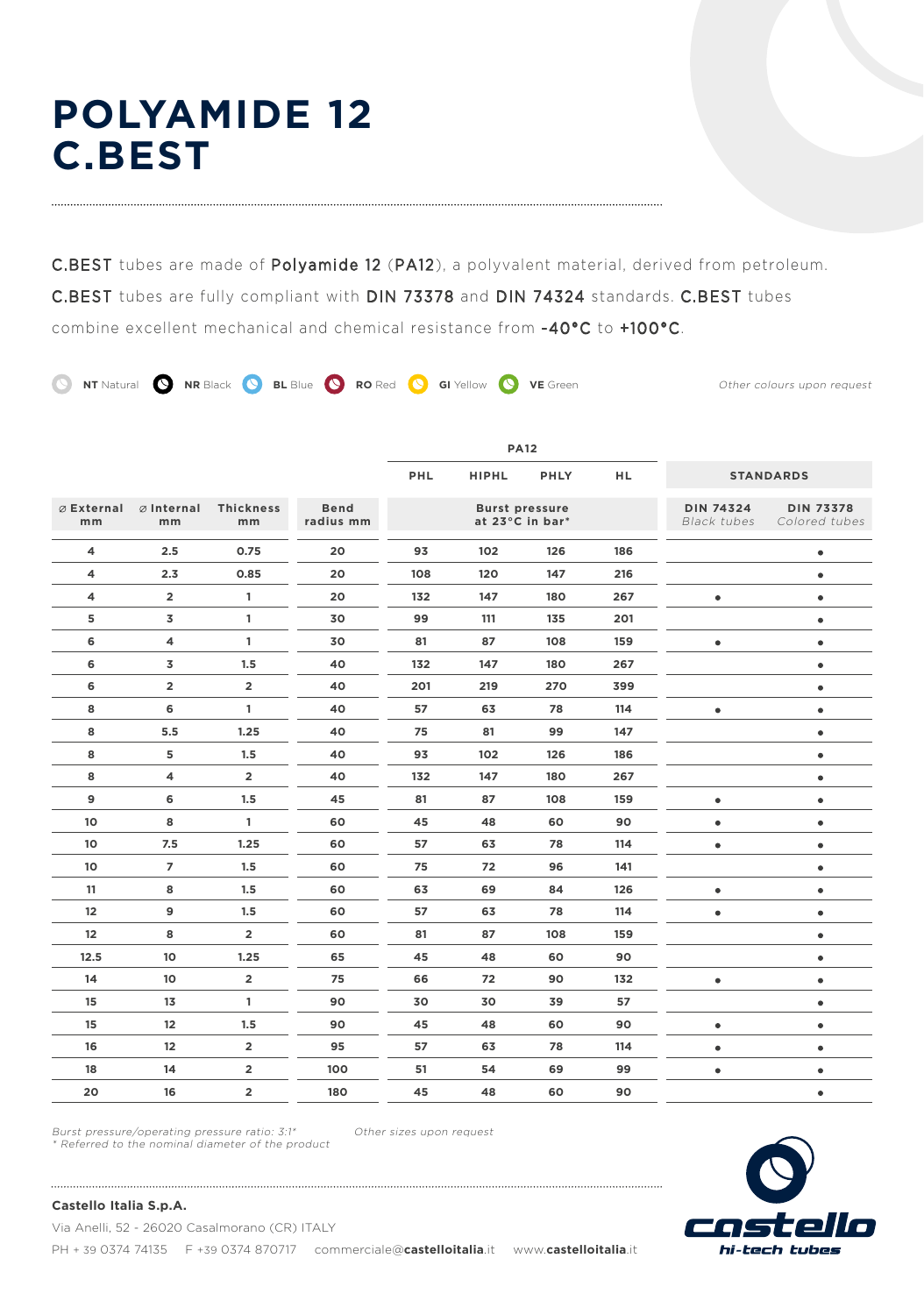# POLYAMIDE 12
# C.BEST

**C.BEST** tubes are made of **Polyamide 12** (**PA12**), a polyvalent material, derived from petroleum. **C.BEST** tubes are fully compliant with **DIN 73378** and **DIN 74324** standards. **C.BEST** tubes combine excellent mechanical and chemical resistance from **-40°C** to **+100°C**.

**NT** Natural **NR** Black **BL** Blue **RO** Red **GI** Yellow **VE** Green

*Other colours upon request*

| | | | | PA12 | | | | STANDARDS | |
|---|---|---|---|---|---|---|---|---|---|
| | | | | PHL | HIPHL | PHLY | HL | | |
| ⌀ External mm | ⌀ Internal mm | Thickness mm | Bend radius mm | Burst pressure at 23°C in bar* | | | | DIN 74324 *Black tubes* | DIN 73378 *Colored tubes* |
| 4 | 2.5 | 0.75 | 20 | 93 | 102 | 126 | 186 | | • |
| 4 | 2.3 | 0.85 | 20 | 108 | 120 | 147 | 216 | | • |
| 4 | 2 | 1 | 20 | 132 | 147 | 180 | 267 | • | • |
| 5 | 3 | 1 | 30 | 99 | 111 | 135 | 201 | | • |
| 6 | 4 | 1 | 30 | 81 | 87 | 108 | 159 | • | • |
| 6 | 3 | 1.5 | 40 | 132 | 147 | 180 | 267 | | • |
| 6 | 2 | 2 | 40 | 201 | 219 | 270 | 399 | | • |
| 8 | 6 | 1 | 40 | 57 | 63 | 78 | 114 | • | • |
| 8 | 5.5 | 1.25 | 40 | 75 | 81 | 99 | 147 | | • |
| 8 | 5 | 1.5 | 40 | 93 | 102 | 126 | 186 | | • |
| 8 | 4 | 2 | 40 | 132 | 147 | 180 | 267 | | • |
| 9 | 6 | 1.5 | 45 | 81 | 87 | 108 | 159 | • | • |
| 10 | 8 | 1 | 60 | 45 | 48 | 60 | 90 | • | • |
| 10 | 7.5 | 1.25 | 60 | 57 | 63 | 78 | 114 | • | • |
| 10 | 7 | 1.5 | 60 | 75 | 72 | 96 | 141 | | • |
| 11 | 8 | 1.5 | 60 | 63 | 69 | 84 | 126 | • | • |
| 12 | 9 | 1.5 | 60 | 57 | 63 | 78 | 114 | • | • |
| 12 | 8 | 2 | 60 | 81 | 87 | 108 | 159 | | • |
| 12.5 | 10 | 1.25 | 65 | 45 | 48 | 60 | 90 | | • |
| 14 | 10 | 2 | 75 | 66 | 72 | 90 | 132 | • | • |
| 15 | 13 | 1 | 90 | 30 | 30 | 39 | 57 | | • |
| 15 | 12 | 1.5 | 90 | 45 | 48 | 60 | 90 | • | • |
| 16 | 12 | 2 | 95 | 57 | 63 | 78 | 114 | • | • |
| 18 | 14 | 2 | 100 | 51 | 54 | 69 | 99 | • | • |
| 20 | 16 | 2 | 180 | 45 | 48 | 60 | 90 | | • |

*Burst pressure/operating pressure ratio: 3:1**
*\* Referred to the nominal diameter of the product*

*Other sizes upon request*

**Castello Italia S.p.A.**

Via Anelli, 52 - 26020 Casalmorano (CR) ITALY

PH + 39 0374 74135 F +39 0374 870717 commerciale@**castelloitalia**.it www.**castelloitalia**.it

castello hi-tech tubes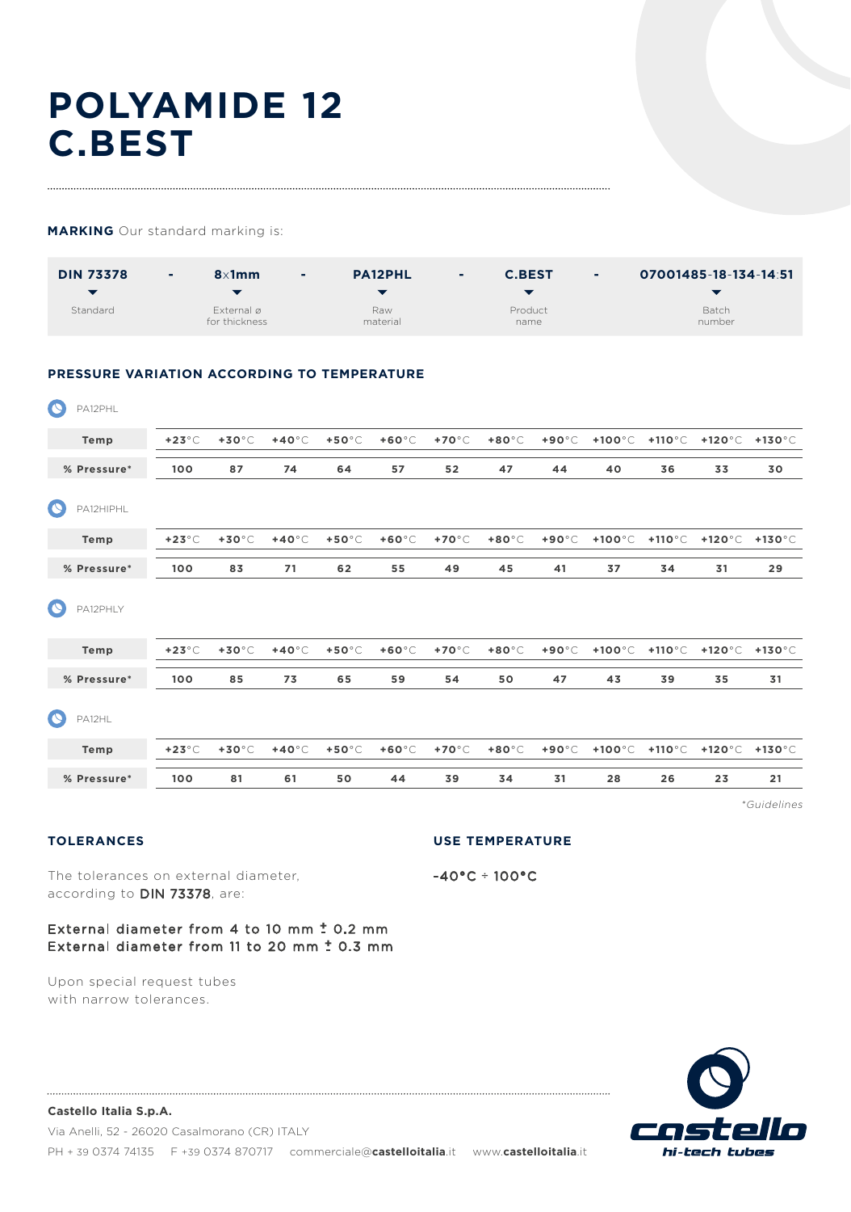# POLYAMIDE 12 C.BEST

**MARKING** Our standard marking is:

| DIN 73378 | - | 8x1mm | - | PA12PHL | - | C.BEST | - | 07001485-18-134-14:51 |
|---|---|---|---|---|---|---|---|---|
| Standard | | External ø for thickness | | Raw material | | Product name | | Batch number |

## PRESSURE VARIATION ACCORDING TO TEMPERATURE

PA12PHL

| Temp | +23°C | +30°C | +40°C | +50°C | +60°C | +70°C | +80°C | +90°C | +100°C | +110°C | +120°C | +130°C |
|---|---|---|---|---|---|---|---|---|---|---|---|---|
| % Pressure* | 100 | 87 | 74 | 64 | 57 | 52 | 47 | 44 | 40 | 36 | 33 | 30 |

PA12HIPHL

| Temp | +23°C | +30°C | +40°C | +50°C | +60°C | +70°C | +80°C | +90°C | +100°C | +110°C | +120°C | +130°C |
|---|---|---|---|---|---|---|---|---|---|---|---|---|
| % Pressure* | 100 | 83 | 71 | 62 | 55 | 49 | 45 | 41 | 37 | 34 | 31 | 29 |

PA12PHLY

| Temp | +23°C | +30°C | +40°C | +50°C | +60°C | +70°C | +80°C | +90°C | +100°C | +110°C | +120°C | +130°C |
|---|---|---|---|---|---|---|---|---|---|---|---|---|
| % Pressure* | 100 | 85 | 73 | 65 | 59 | 54 | 50 | 47 | 43 | 39 | 35 | 31 |

PA12HL

| Temp | +23°C | +30°C | +40°C | +50°C | +60°C | +70°C | +80°C | +90°C | +100°C | +110°C | +120°C | +130°C |
|---|---|---|---|---|---|---|---|---|---|---|---|---|
| % Pressure* | 100 | 81 | 61 | 50 | 44 | 39 | 34 | 31 | 28 | 26 | 23 | 21 |

*Guidelines

## TOLERANCES

The tolerances on external diameter, according to **DIN 73378**, are:

External diameter from 4 to 10 mm ± 0.2 mm
External diameter from 11 to 20 mm ± 0.3 mm

Upon special request tubes with narrow tolerances.

## USE TEMPERATURE

-40°C ÷ 100°C

**Castello Italia S.p.A.**
Via Anelli, 52 - 26020 Casalmorano (CR) ITALY
PH + 39 0374 74135 F +39 0374 870717 commerciale@castelloitalia.it www.castelloitalia.it

castello hi-tech tubes